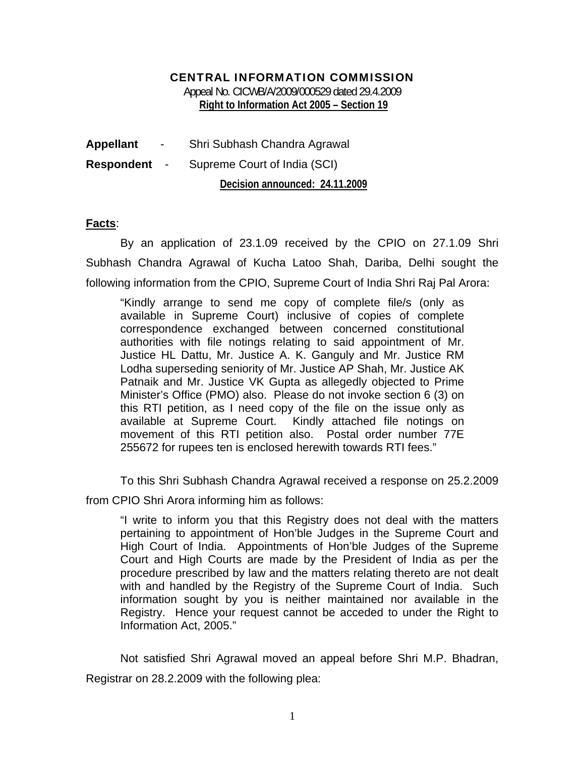# CENTRAL INFORMATION COMMISSION

Appeal No. CIC/WB/A/2009/000529 dated 29.4.2009

**Right to Information Act 2005 – Section 19**

**Appellant** - Shri Subhash Chandra Agrawal

**Respondent** - Supreme Court of India (SCI)

**Decision announced: 24.11.2009**

**Facts**:

By an application of 23.1.09 received by the CPIO on 27.1.09 Shri Subhash Chandra Agrawal of Kucha Latoo Shah, Dariba, Delhi sought the following information from the CPIO, Supreme Court of India Shri Raj Pal Arora:

> "Kindly arrange to send me copy of complete file/s (only as available in Supreme Court) inclusive of copies of complete correspondence exchanged between concerned constitutional authorities with file notings relating to said appointment of Mr. Justice HL Dattu, Mr. Justice A. K. Ganguly and Mr. Justice RM Lodha superseding seniority of Mr. Justice AP Shah, Mr. Justice AK Patnaik and Mr. Justice VK Gupta as allegedly objected to Prime Minister's Office (PMO) also. Please do not invoke section 6 (3) on this RTI petition, as I need copy of the file on the issue only as available at Supreme Court. Kindly attached file notings on movement of this RTI petition also. Postal order number 77E 255672 for rupees ten is enclosed herewith towards RTI fees."

To this Shri Subhash Chandra Agrawal received a response on 25.2.2009 from CPIO Shri Arora informing him as follows:

> "I write to inform you that this Registry does not deal with the matters pertaining to appointment of Hon'ble Judges in the Supreme Court and High Court of India. Appointments of Hon'ble Judges of the Supreme Court and High Courts are made by the President of India as per the procedure prescribed by law and the matters relating thereto are not dealt with and handled by the Registry of the Supreme Court of India. Such information sought by you is neither maintained nor available in the Registry. Hence your request cannot be acceded to under the Right to Information Act, 2005."

Not satisfied Shri Agrawal moved an appeal before Shri M.P. Bhadran, Registrar on 28.2.2009 with the following plea: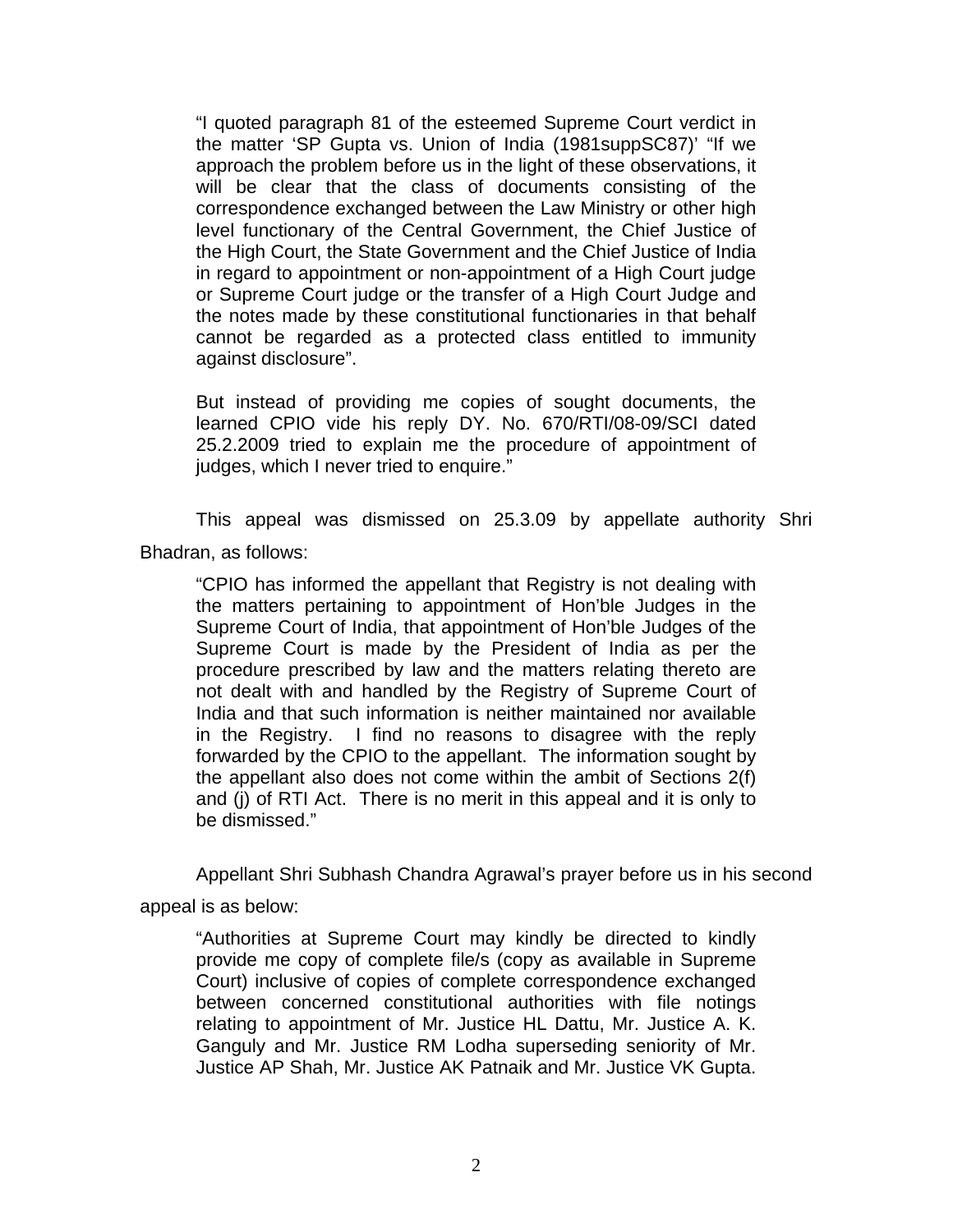> "I quoted paragraph 81 of the esteemed Supreme Court verdict in the matter 'SP Gupta vs. Union of India (1981suppSC87)' "If we approach the problem before us in the light of these observations, it will be clear that the class of documents consisting of the correspondence exchanged between the Law Ministry or other high level functionary of the Central Government, the Chief Justice of the High Court, the State Government and the Chief Justice of India in regard to appointment or non-appointment of a High Court judge or Supreme Court judge or the transfer of a High Court Judge and the notes made by these constitutional functionaries in that behalf cannot be regarded as a protected class entitled to immunity against disclosure".
>
> But instead of providing me copies of sought documents, the learned CPIO vide his reply DY. No. 670/RTI/08-09/SCI dated 25.2.2009 tried to explain me the procedure of appointment of judges, which I never tried to enquire."

This appeal was dismissed on 25.3.09 by appellate authority Shri Bhadran, as follows:

> "CPIO has informed the appellant that Registry is not dealing with the matters pertaining to appointment of Hon'ble Judges in the Supreme Court of India, that appointment of Hon'ble Judges of the Supreme Court is made by the President of India as per the procedure prescribed by law and the matters relating thereto are not dealt with and handled by the Registry of Supreme Court of India and that such information is neither maintained nor available in the Registry. I find no reasons to disagree with the reply forwarded by the CPIO to the appellant. The information sought by the appellant also does not come within the ambit of Sections 2(f) and (j) of RTI Act. There is no merit in this appeal and it is only to be dismissed."

Appellant Shri Subhash Chandra Agrawal's prayer before us in his second appeal is as below:

> "Authorities at Supreme Court may kindly be directed to kindly provide me copy of complete file/s (copy as available in Supreme Court) inclusive of copies of complete correspondence exchanged between concerned constitutional authorities with file notings relating to appointment of Mr. Justice HL Dattu, Mr. Justice A. K. Ganguly and Mr. Justice RM Lodha superseding seniority of Mr. Justice AP Shah, Mr. Justice AK Patnaik and Mr. Justice VK Gupta.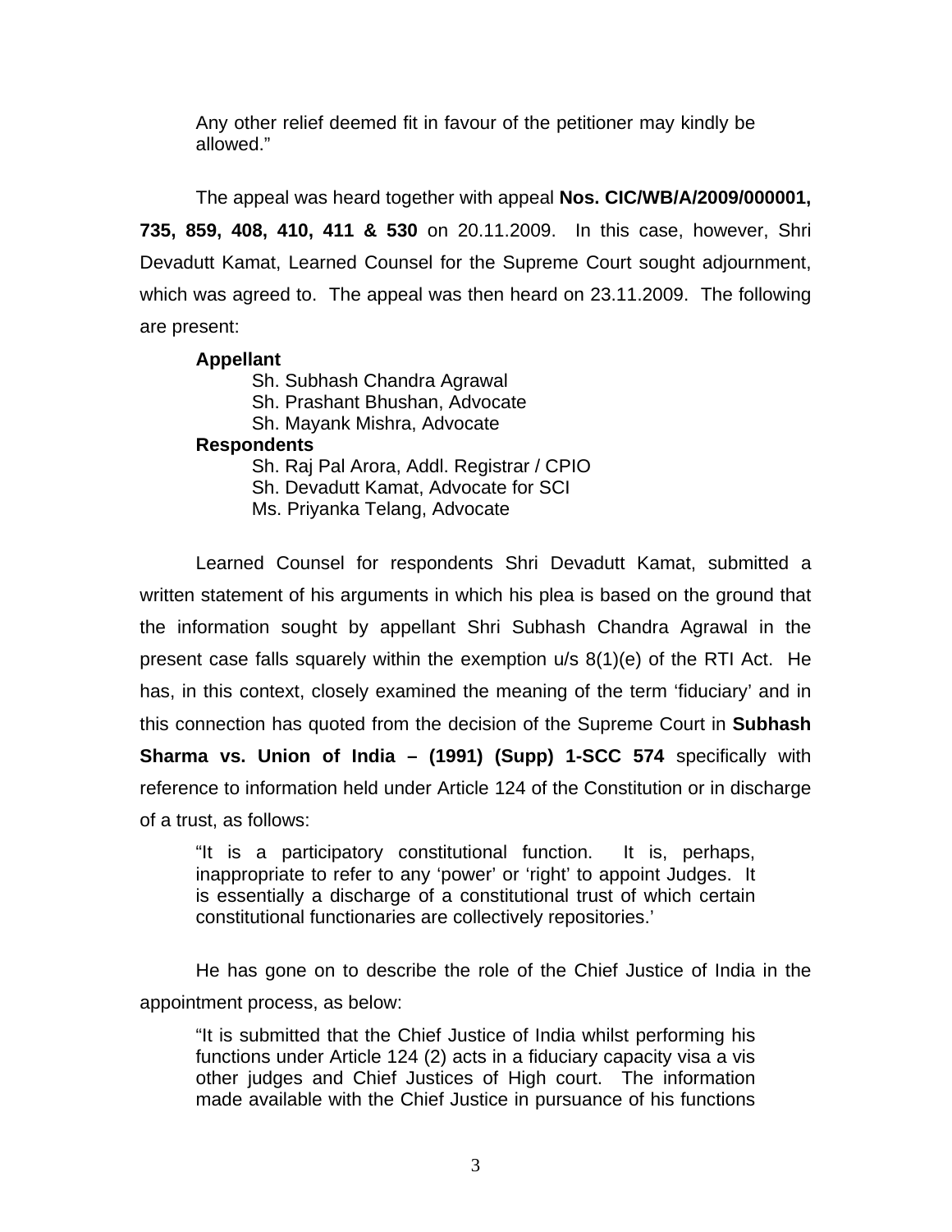Any other relief deemed fit in favour of the petitioner may kindly be allowed."

The appeal was heard together with appeal **Nos. CIC/WB/A/2009/000001, 735, 859, 408, 410, 411 & 530** on 20.11.2009. In this case, however, Shri Devadutt Kamat, Learned Counsel for the Supreme Court sought adjournment, which was agreed to. The appeal was then heard on 23.11.2009. The following are present:

**Appellant**
Sh. Subhash Chandra Agrawal
Sh. Prashant Bhushan, Advocate
Sh. Mayank Mishra, Advocate

**Respondents**
Sh. Raj Pal Arora, Addl. Registrar / CPIO
Sh. Devadutt Kamat, Advocate for SCI
Ms. Priyanka Telang, Advocate

Learned Counsel for respondents Shri Devadutt Kamat, submitted a written statement of his arguments in which his plea is based on the ground that the information sought by appellant Shri Subhash Chandra Agrawal in the present case falls squarely within the exemption u/s 8(1)(e) of the RTI Act. He has, in this context, closely examined the meaning of the term 'fiduciary' and in this connection has quoted from the decision of the Supreme Court in **Subhash Sharma vs. Union of India – (1991) (Supp) 1-SCC 574** specifically with reference to information held under Article 124 of the Constitution or in discharge of a trust, as follows:

"It is a participatory constitutional function. It is, perhaps, inappropriate to refer to any 'power' or 'right' to appoint Judges. It is essentially a discharge of a constitutional trust of which certain constitutional functionaries are collectively repositories.'

He has gone on to describe the role of the Chief Justice of India in the appointment process, as below:

"It is submitted that the Chief Justice of India whilst performing his functions under Article 124 (2) acts in a fiduciary capacity visa a vis other judges and Chief Justices of High court. The information made available with the Chief Justice in pursuance of his functions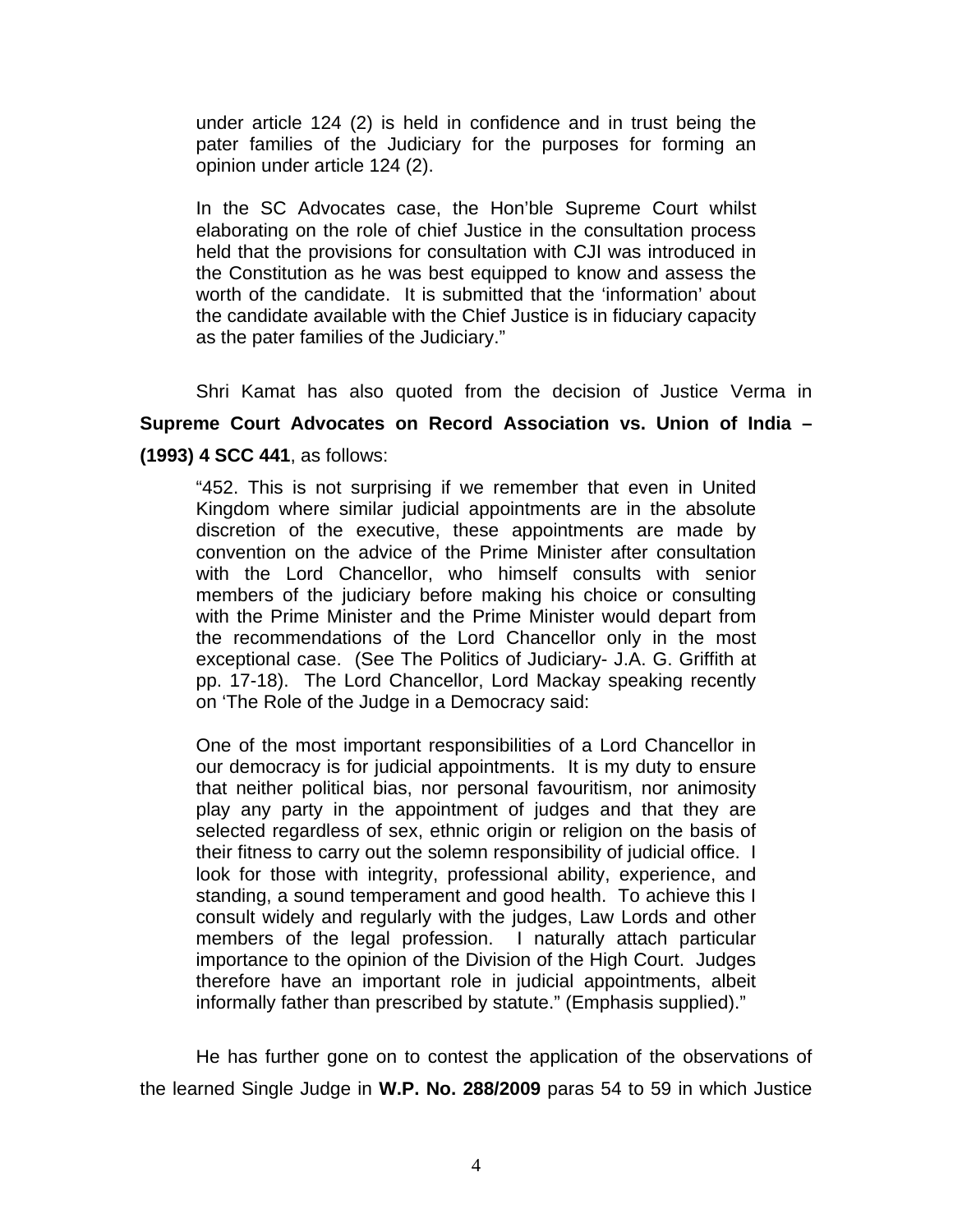> under article 124 (2) is held in confidence and in trust being the pater families of the Judiciary for the purposes for forming an opinion under article 124 (2).
>
> In the SC Advocates case, the Hon'ble Supreme Court whilst elaborating on the role of chief Justice in the consultation process held that the provisions for consultation with CJI was introduced in the Constitution as he was best equipped to know and assess the worth of the candidate. It is submitted that the 'information' about the candidate available with the Chief Justice is in fiduciary capacity as the pater families of the Judiciary."

Shri Kamat has also quoted from the decision of Justice Verma in **Supreme Court Advocates on Record Association vs. Union of India – (1993) 4 SCC 441**, as follows:

> "452. This is not surprising if we remember that even in United Kingdom where similar judicial appointments are in the absolute discretion of the executive, these appointments are made by convention on the advice of the Prime Minister after consultation with the Lord Chancellor, who himself consults with senior members of the judiciary before making his choice or consulting with the Prime Minister and the Prime Minister would depart from the recommendations of the Lord Chancellor only in the most exceptional case. (See The Politics of Judiciary- J.A. G. Griffith at pp. 17-18). The Lord Chancellor, Lord Mackay speaking recently on 'The Role of the Judge in a Democracy said:
>
> One of the most important responsibilities of a Lord Chancellor in our democracy is for judicial appointments. It is my duty to ensure that neither political bias, nor personal favouritism, nor animosity play any party in the appointment of judges and that they are selected regardless of sex, ethnic origin or religion on the basis of their fitness to carry out the solemn responsibility of judicial office. I look for those with integrity, professional ability, experience, and standing, a sound temperament and good health. To achieve this I consult widely and regularly with the judges, Law Lords and other members of the legal profession. I naturally attach particular importance to the opinion of the Division of the High Court. Judges therefore have an important role in judicial appointments, albeit informally father than prescribed by statute." (Emphasis supplied)."

He has further gone on to contest the application of the observations of the learned Single Judge in **W.P. No. 288/2009** paras 54 to 59 in which Justice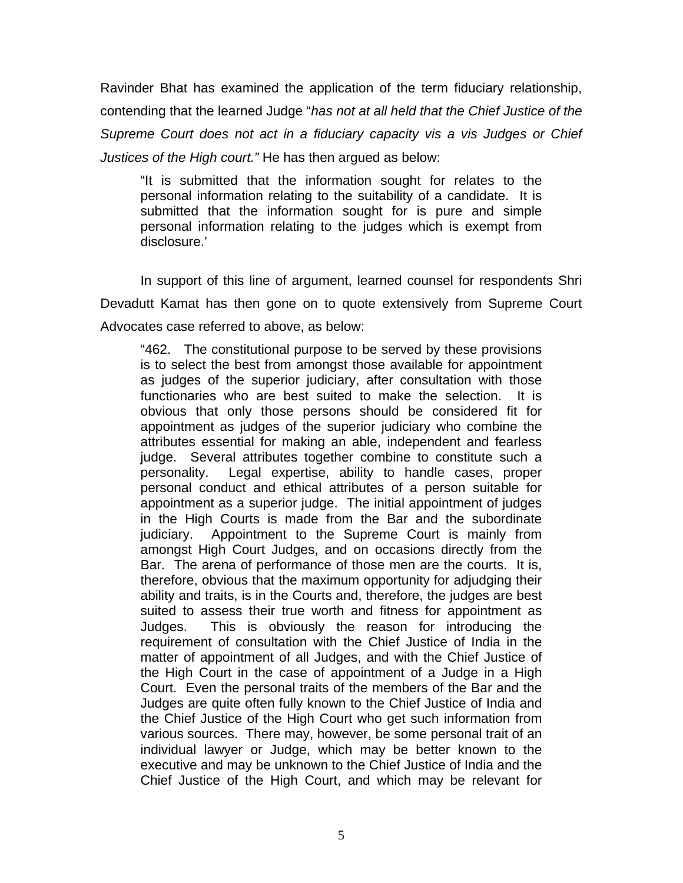Ravinder Bhat has examined the application of the term fiduciary relationship, contending that the learned Judge "*has not at all held that the Chief Justice of the Supreme Court does not act in a fiduciary capacity vis a vis Judges or Chief Justices of the High court."* He has then argued as below:

> "It is submitted that the information sought for relates to the personal information relating to the suitability of a candidate. It is submitted that the information sought for is pure and simple personal information relating to the judges which is exempt from disclosure.'

In support of this line of argument, learned counsel for respondents Shri Devadutt Kamat has then gone on to quote extensively from Supreme Court Advocates case referred to above, as below:

> "462. The constitutional purpose to be served by these provisions is to select the best from amongst those available for appointment as judges of the superior judiciary, after consultation with those functionaries who are best suited to make the selection. It is obvious that only those persons should be considered fit for appointment as judges of the superior judiciary who combine the attributes essential for making an able, independent and fearless judge. Several attributes together combine to constitute such a personality. Legal expertise, ability to handle cases, proper personal conduct and ethical attributes of a person suitable for appointment as a superior judge. The initial appointment of judges in the High Courts is made from the Bar and the subordinate judiciary. Appointment to the Supreme Court is mainly from amongst High Court Judges, and on occasions directly from the Bar. The arena of performance of those men are the courts. It is, therefore, obvious that the maximum opportunity for adjudging their ability and traits, is in the Courts and, therefore, the judges are best suited to assess their true worth and fitness for appointment as Judges. This is obviously the reason for introducing the requirement of consultation with the Chief Justice of India in the matter of appointment of all Judges, and with the Chief Justice of the High Court in the case of appointment of a Judge in a High Court. Even the personal traits of the members of the Bar and the Judges are quite often fully known to the Chief Justice of India and the Chief Justice of the High Court who get such information from various sources. There may, however, be some personal trait of an individual lawyer or Judge, which may be better known to the executive and may be unknown to the Chief Justice of India and the Chief Justice of the High Court, and which may be relevant for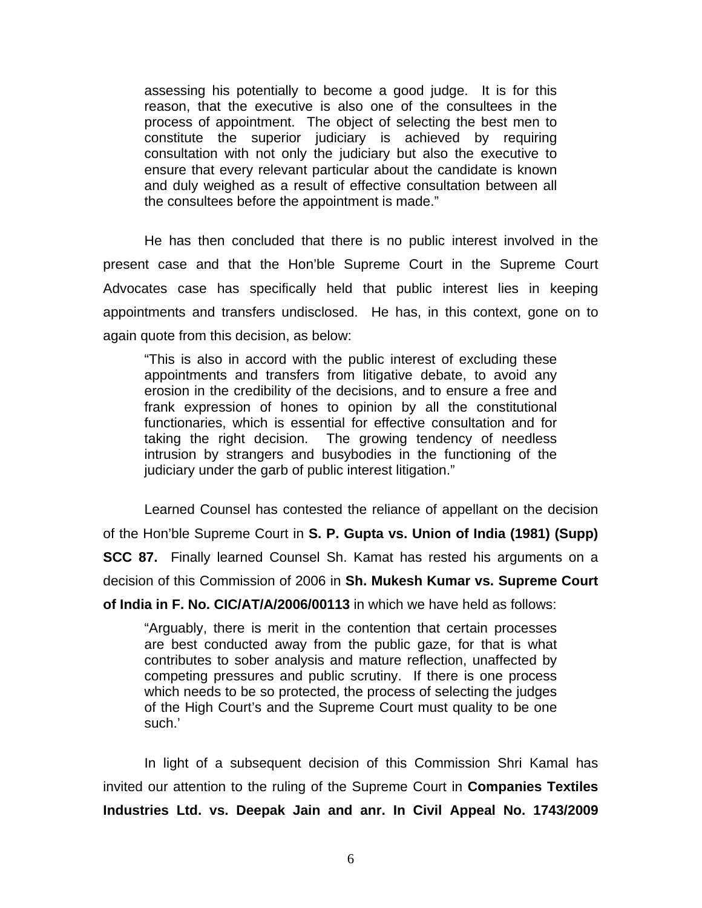> assessing his potentially to become a good judge. It is for this reason, that the executive is also one of the consultees in the process of appointment. The object of selecting the best men to constitute the superior judiciary is achieved by requiring consultation with not only the judiciary but also the executive to ensure that every relevant particular about the candidate is known and duly weighed as a result of effective consultation between all the consultees before the appointment is made."

He has then concluded that there is no public interest involved in the present case and that the Hon'ble Supreme Court in the Supreme Court Advocates case has specifically held that public interest lies in keeping appointments and transfers undisclosed. He has, in this context, gone on to again quote from this decision, as below:

> "This is also in accord with the public interest of excluding these appointments and transfers from litigative debate, to avoid any erosion in the credibility of the decisions, and to ensure a free and frank expression of hones to opinion by all the constitutional functionaries, which is essential for effective consultation and for taking the right decision. The growing tendency of needless intrusion by strangers and busybodies in the functioning of the judiciary under the garb of public interest litigation."

Learned Counsel has contested the reliance of appellant on the decision of the Hon'ble Supreme Court in **S. P. Gupta vs. Union of India (1981) (Supp) SCC 87.** Finally learned Counsel Sh. Kamat has rested his arguments on a decision of this Commission of 2006 in **Sh. Mukesh Kumar vs. Supreme Court of India in F. No. CIC/AT/A/2006/00113** in which we have held as follows:

> "Arguably, there is merit in the contention that certain processes are best conducted away from the public gaze, for that is what contributes to sober analysis and mature reflection, unaffected by competing pressures and public scrutiny. If there is one process which needs to be so protected, the process of selecting the judges of the High Court's and the Supreme Court must quality to be one such.'

In light of a subsequent decision of this Commission Shri Kamal has invited our attention to the ruling of the Supreme Court in **Companies Textiles Industries Ltd. vs. Deepak Jain and anr. In Civil Appeal No. 1743/2009**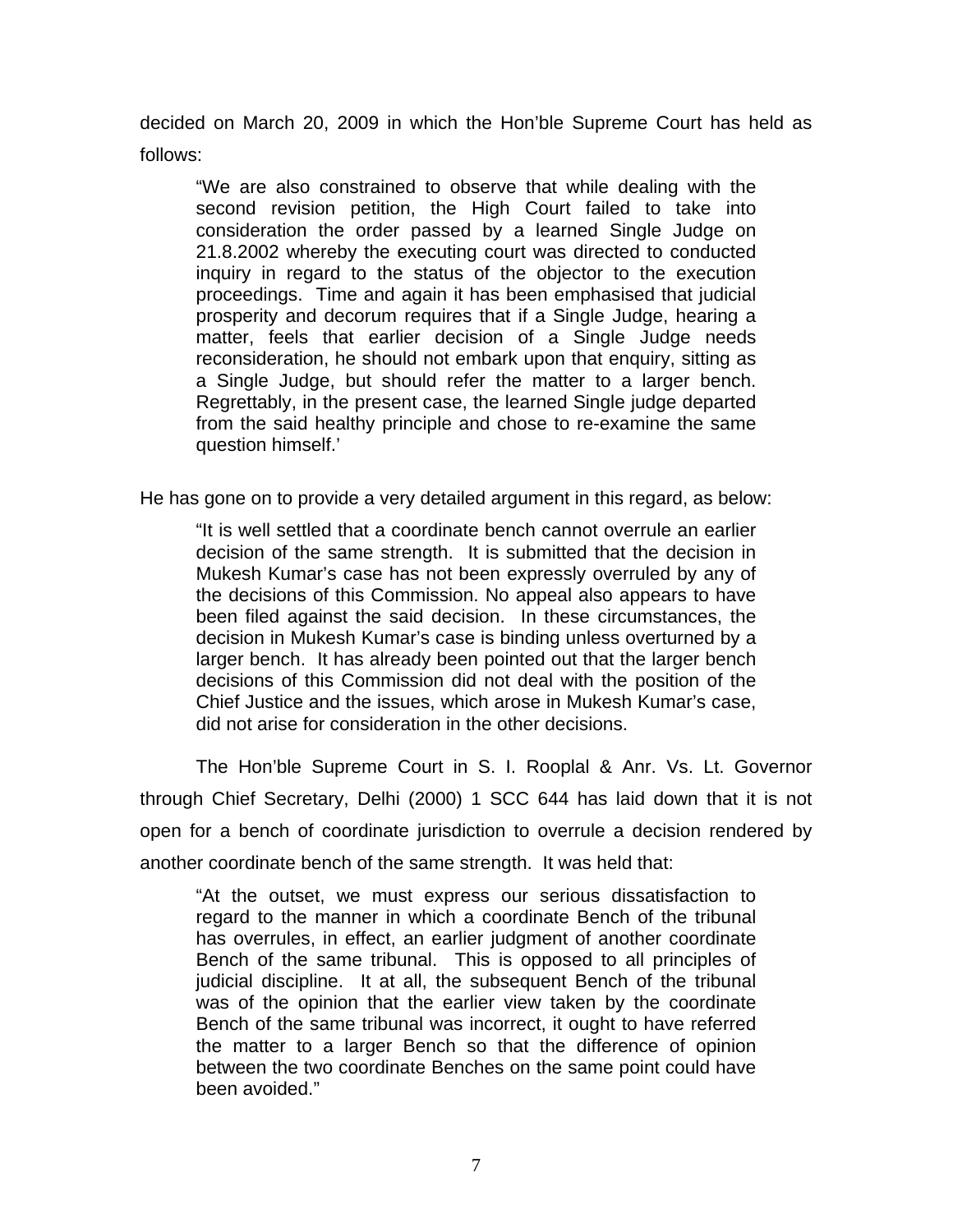decided on March 20, 2009 in which the Hon'ble Supreme Court has held as follows:

> "We are also constrained to observe that while dealing with the second revision petition, the High Court failed to take into consideration the order passed by a learned Single Judge on 21.8.2002 whereby the executing court was directed to conducted inquiry in regard to the status of the objector to the execution proceedings. Time and again it has been emphasised that judicial prosperity and decorum requires that if a Single Judge, hearing a matter, feels that earlier decision of a Single Judge needs reconsideration, he should not embark upon that enquiry, sitting as a Single Judge, but should refer the matter to a larger bench. Regrettably, in the present case, the learned Single judge departed from the said healthy principle and chose to re-examine the same question himself.'

He has gone on to provide a very detailed argument in this regard, as below:

> "It is well settled that a coordinate bench cannot overrule an earlier decision of the same strength. It is submitted that the decision in Mukesh Kumar's case has not been expressly overruled by any of the decisions of this Commission. No appeal also appears to have been filed against the said decision. In these circumstances, the decision in Mukesh Kumar's case is binding unless overturned by a larger bench. It has already been pointed out that the larger bench decisions of this Commission did not deal with the position of the Chief Justice and the issues, which arose in Mukesh Kumar's case, did not arise for consideration in the other decisions.

The Hon'ble Supreme Court in S. I. Rooplal & Anr. Vs. Lt. Governor through Chief Secretary, Delhi (2000) 1 SCC 644 has laid down that it is not open for a bench of coordinate jurisdiction to overrule a decision rendered by another coordinate bench of the same strength. It was held that:

> "At the outset, we must express our serious dissatisfaction to regard to the manner in which a coordinate Bench of the tribunal has overrules, in effect, an earlier judgment of another coordinate Bench of the same tribunal. This is opposed to all principles of judicial discipline. It at all, the subsequent Bench of the tribunal was of the opinion that the earlier view taken by the coordinate Bench of the same tribunal was incorrect, it ought to have referred the matter to a larger Bench so that the difference of opinion between the two coordinate Benches on the same point could have been avoided."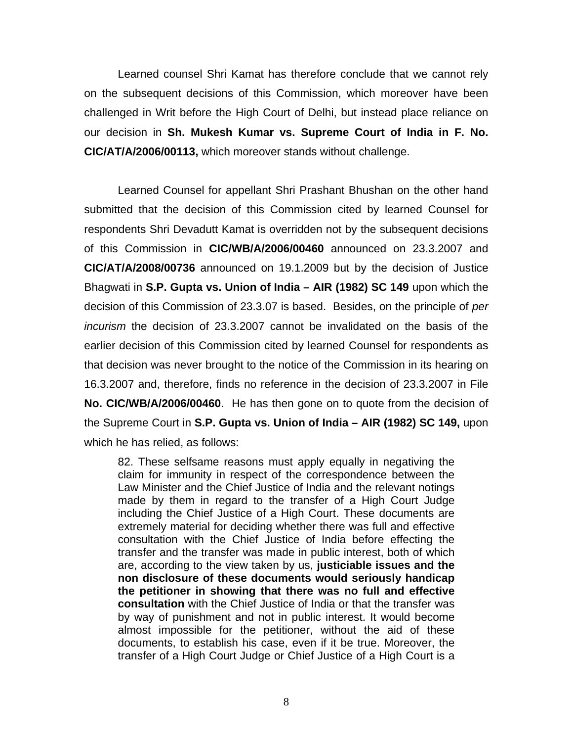Learned counsel Shri Kamat has therefore conclude that we cannot rely on the subsequent decisions of this Commission, which moreover have been challenged in Writ before the High Court of Delhi, but instead place reliance on our decision in **Sh. Mukesh Kumar vs. Supreme Court of India in F. No. CIC/AT/A/2006/00113,** which moreover stands without challenge.

Learned Counsel for appellant Shri Prashant Bhushan on the other hand submitted that the decision of this Commission cited by learned Counsel for respondents Shri Devadutt Kamat is overridden not by the subsequent decisions of this Commission in **CIC/WB/A/2006/00460** announced on 23.3.2007 and **CIC/AT/A/2008/00736** announced on 19.1.2009 but by the decision of Justice Bhagwati in **S.P. Gupta vs. Union of India – AIR (1982) SC 149** upon which the decision of this Commission of 23.3.07 is based. Besides, on the principle of *per incurism* the decision of 23.3.2007 cannot be invalidated on the basis of the earlier decision of this Commission cited by learned Counsel for respondents as that decision was never brought to the notice of the Commission in its hearing on 16.3.2007 and, therefore, finds no reference in the decision of 23.3.2007 in File **No. CIC/WB/A/2006/00460**. He has then gone on to quote from the decision of the Supreme Court in **S.P. Gupta vs. Union of India – AIR (1982) SC 149,** upon which he has relied, as follows:

> 82. These selfsame reasons must apply equally in negativing the claim for immunity in respect of the correspondence between the Law Minister and the Chief Justice of India and the relevant notings made by them in regard to the transfer of a High Court Judge including the Chief Justice of a High Court. These documents are extremely material for deciding whether there was full and effective consultation with the Chief Justice of India before effecting the transfer and the transfer was made in public interest, both of which are, according to the view taken by us, **justiciable issues and the non disclosure of these documents would seriously handicap the petitioner in showing that there was no full and effective consultation** with the Chief Justice of India or that the transfer was by way of punishment and not in public interest. It would become almost impossible for the petitioner, without the aid of these documents, to establish his case, even if it be true. Moreover, the transfer of a High Court Judge or Chief Justice of a High Court is a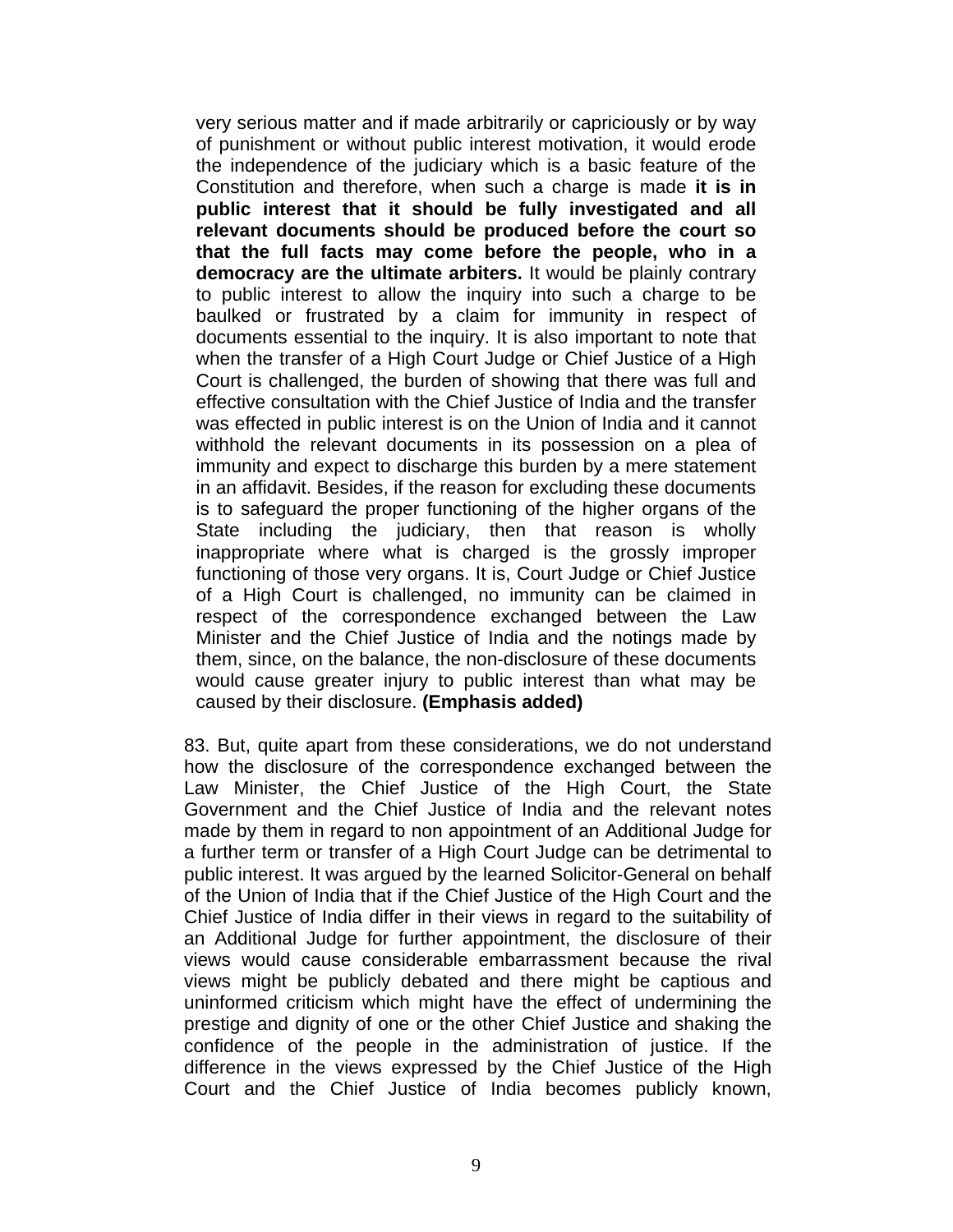> very serious matter and if made arbitrarily or capriciously or by way of punishment or without public interest motivation, it would erode the independence of the judiciary which is a basic feature of the Constitution and therefore, when such a charge is made **it is in public interest that it should be fully investigated and all relevant documents should be produced before the court so that the full facts may come before the people, who in a democracy are the ultimate arbiters.** It would be plainly contrary to public interest to allow the inquiry into such a charge to be baulked or frustrated by a claim for immunity in respect of documents essential to the inquiry. It is also important to note that when the transfer of a High Court Judge or Chief Justice of a High Court is challenged, the burden of showing that there was full and effective consultation with the Chief Justice of India and the transfer was effected in public interest is on the Union of India and it cannot withhold the relevant documents in its possession on a plea of immunity and expect to discharge this burden by a mere statement in an affidavit. Besides, if the reason for excluding these documents is to safeguard the proper functioning of the higher organs of the State including the judiciary, then that reason is wholly inappropriate where what is charged is the grossly improper functioning of those very organs. It is, Court Judge or Chief Justice of a High Court is challenged, no immunity can be claimed in respect of the correspondence exchanged between the Law Minister and the Chief Justice of India and the notings made by them, since, on the balance, the non-disclosure of these documents would cause greater injury to public interest than what may be caused by their disclosure. **(Emphasis added)**

83. But, quite apart from these considerations, we do not understand how the disclosure of the correspondence exchanged between the Law Minister, the Chief Justice of the High Court, the State Government and the Chief Justice of India and the relevant notes made by them in regard to non appointment of an Additional Judge for a further term or transfer of a High Court Judge can be detrimental to public interest. It was argued by the learned Solicitor-General on behalf of the Union of India that if the Chief Justice of the High Court and the Chief Justice of India differ in their views in regard to the suitability of an Additional Judge for further appointment, the disclosure of their views would cause considerable embarrassment because the rival views might be publicly debated and there might be captious and uninformed criticism which might have the effect of undermining the prestige and dignity of one or the other Chief Justice and shaking the confidence of the people in the administration of justice. If the difference in the views expressed by the Chief Justice of the High Court and the Chief Justice of India becomes publicly known,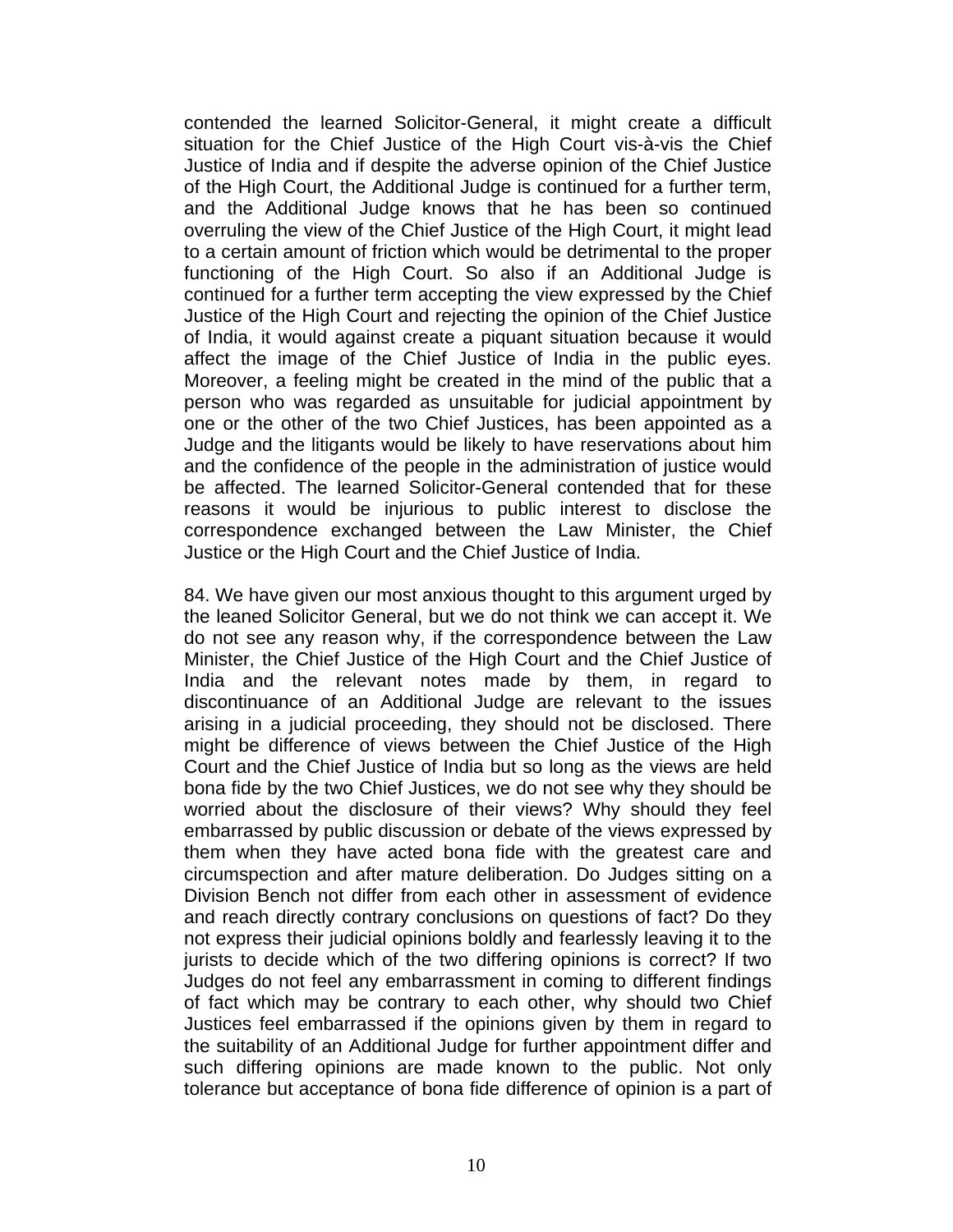contended the learned Solicitor-General, it might create a difficult situation for the Chief Justice of the High Court vis-à-vis the Chief Justice of India and if despite the adverse opinion of the Chief Justice of the High Court, the Additional Judge is continued for a further term, and the Additional Judge knows that he has been so continued overruling the view of the Chief Justice of the High Court, it might lead to a certain amount of friction which would be detrimental to the proper functioning of the High Court. So also if an Additional Judge is continued for a further term accepting the view expressed by the Chief Justice of the High Court and rejecting the opinion of the Chief Justice of India, it would against create a piquant situation because it would affect the image of the Chief Justice of India in the public eyes. Moreover, a feeling might be created in the mind of the public that a person who was regarded as unsuitable for judicial appointment by one or the other of the two Chief Justices, has been appointed as a Judge and the litigants would be likely to have reservations about him and the confidence of the people in the administration of justice would be affected. The learned Solicitor-General contended that for these reasons it would be injurious to public interest to disclose the correspondence exchanged between the Law Minister, the Chief Justice or the High Court and the Chief Justice of India.

84. We have given our most anxious thought to this argument urged by the leaned Solicitor General, but we do not think we can accept it. We do not see any reason why, if the correspondence between the Law Minister, the Chief Justice of the High Court and the Chief Justice of India and the relevant notes made by them, in regard to discontinuance of an Additional Judge are relevant to the issues arising in a judicial proceeding, they should not be disclosed. There might be difference of views between the Chief Justice of the High Court and the Chief Justice of India but so long as the views are held bona fide by the two Chief Justices, we do not see why they should be worried about the disclosure of their views? Why should they feel embarrassed by public discussion or debate of the views expressed by them when they have acted bona fide with the greatest care and circumspection and after mature deliberation. Do Judges sitting on a Division Bench not differ from each other in assessment of evidence and reach directly contrary conclusions on questions of fact? Do they not express their judicial opinions boldly and fearlessly leaving it to the jurists to decide which of the two differing opinions is correct? If two Judges do not feel any embarrassment in coming to different findings of fact which may be contrary to each other, why should two Chief Justices feel embarrassed if the opinions given by them in regard to the suitability of an Additional Judge for further appointment differ and such differing opinions are made known to the public. Not only tolerance but acceptance of bona fide difference of opinion is a part of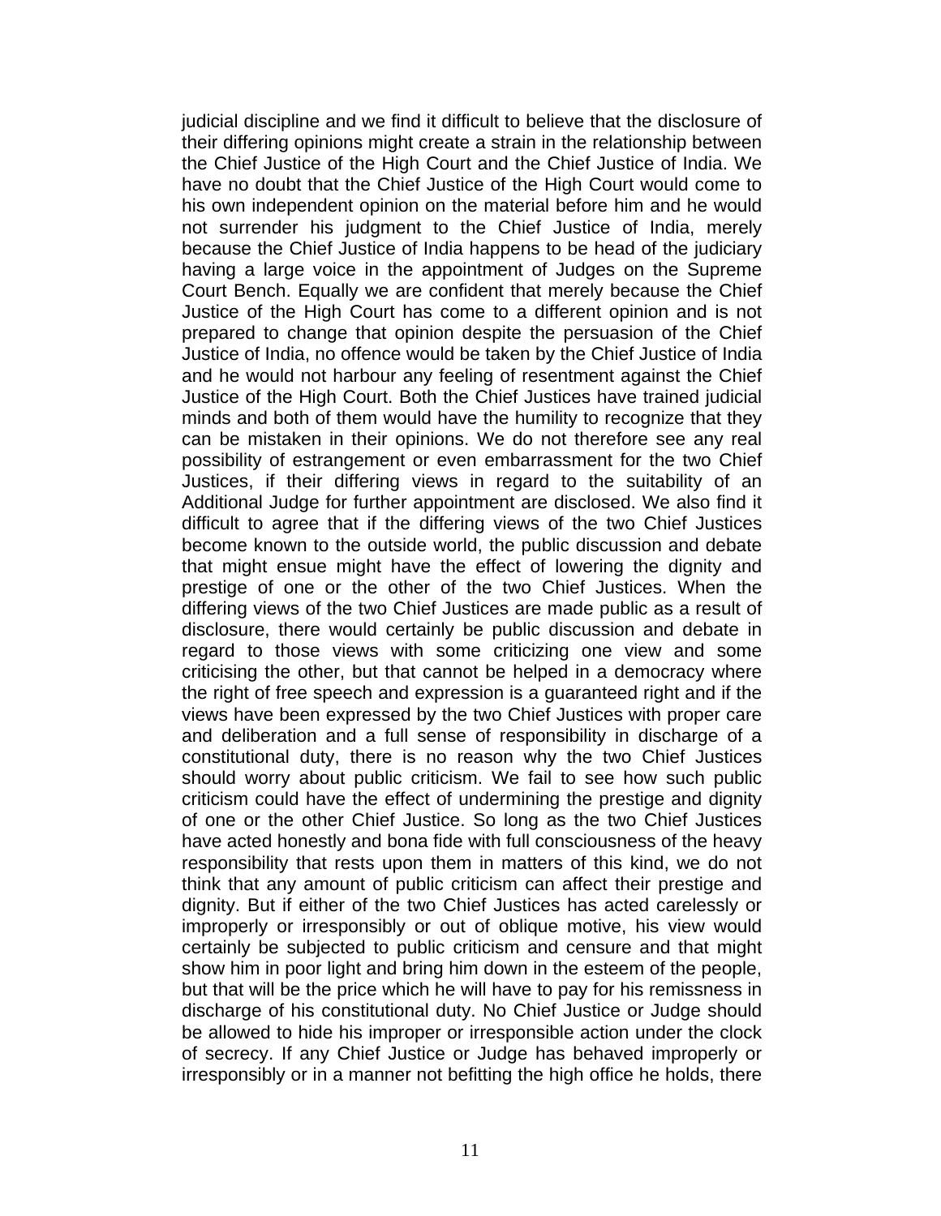judicial discipline and we find it difficult to believe that the disclosure of their differing opinions might create a strain in the relationship between the Chief Justice of the High Court and the Chief Justice of India. We have no doubt that the Chief Justice of the High Court would come to his own independent opinion on the material before him and he would not surrender his judgment to the Chief Justice of India, merely because the Chief Justice of India happens to be head of the judiciary having a large voice in the appointment of Judges on the Supreme Court Bench. Equally we are confident that merely because the Chief Justice of the High Court has come to a different opinion and is not prepared to change that opinion despite the persuasion of the Chief Justice of India, no offence would be taken by the Chief Justice of India and he would not harbour any feeling of resentment against the Chief Justice of the High Court. Both the Chief Justices have trained judicial minds and both of them would have the humility to recognize that they can be mistaken in their opinions. We do not therefore see any real possibility of estrangement or even embarrassment for the two Chief Justices, if their differing views in regard to the suitability of an Additional Judge for further appointment are disclosed. We also find it difficult to agree that if the differing views of the two Chief Justices become known to the outside world, the public discussion and debate that might ensue might have the effect of lowering the dignity and prestige of one or the other of the two Chief Justices. When the differing views of the two Chief Justices are made public as a result of disclosure, there would certainly be public discussion and debate in regard to those views with some criticizing one view and some criticising the other, but that cannot be helped in a democracy where the right of free speech and expression is a guaranteed right and if the views have been expressed by the two Chief Justices with proper care and deliberation and a full sense of responsibility in discharge of a constitutional duty, there is no reason why the two Chief Justices should worry about public criticism. We fail to see how such public criticism could have the effect of undermining the prestige and dignity of one or the other Chief Justice. So long as the two Chief Justices have acted honestly and bona fide with full consciousness of the heavy responsibility that rests upon them in matters of this kind, we do not think that any amount of public criticism can affect their prestige and dignity. But if either of the two Chief Justices has acted carelessly or improperly or irresponsibly or out of oblique motive, his view would certainly be subjected to public criticism and censure and that might show him in poor light and bring him down in the esteem of the people, but that will be the price which he will have to pay for his remissness in discharge of his constitutional duty. No Chief Justice or Judge should be allowed to hide his improper or irresponsible action under the clock of secrecy. If any Chief Justice or Judge has behaved improperly or irresponsibly or in a manner not befitting the high office he holds, there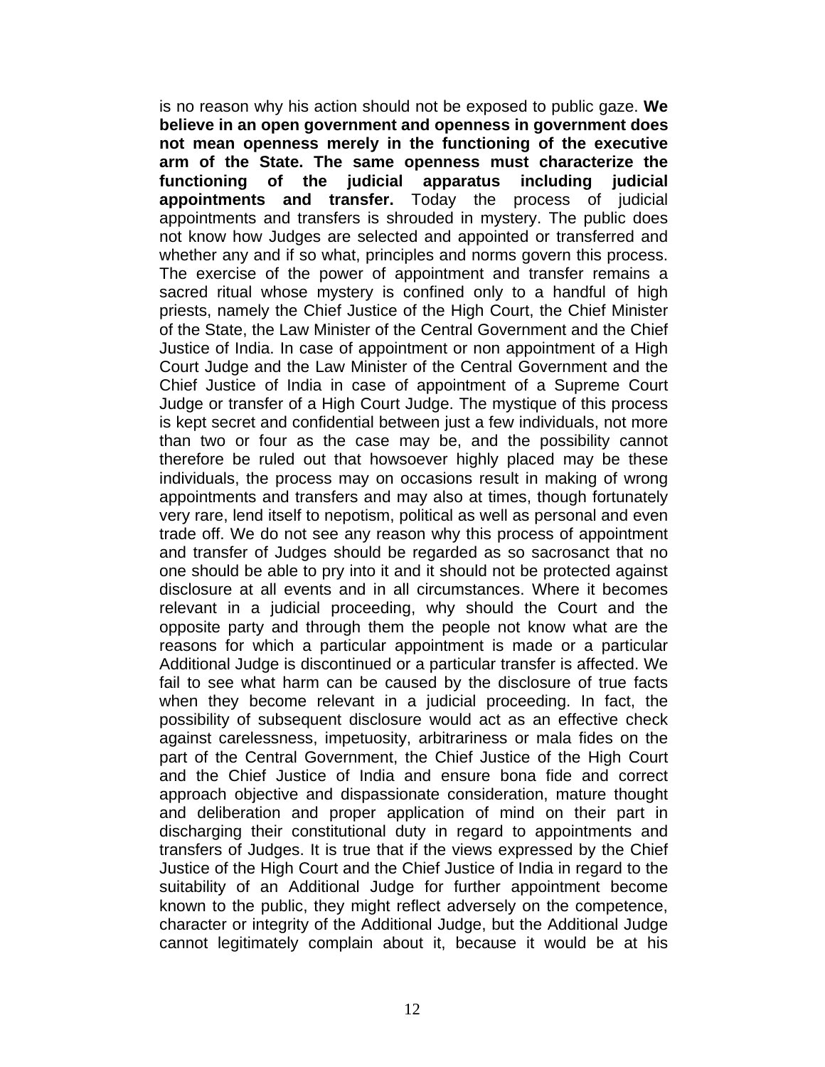is no reason why his action should not be exposed to public gaze. **We believe in an open government and openness in government does not mean openness merely in the functioning of the executive arm of the State. The same openness must characterize the functioning of the judicial apparatus including judicial appointments and transfer.** Today the process of judicial appointments and transfers is shrouded in mystery. The public does not know how Judges are selected and appointed or transferred and whether any and if so what, principles and norms govern this process. The exercise of the power of appointment and transfer remains a sacred ritual whose mystery is confined only to a handful of high priests, namely the Chief Justice of the High Court, the Chief Minister of the State, the Law Minister of the Central Government and the Chief Justice of India. In case of appointment or non appointment of a High Court Judge and the Law Minister of the Central Government and the Chief Justice of India in case of appointment of a Supreme Court Judge or transfer of a High Court Judge. The mystique of this process is kept secret and confidential between just a few individuals, not more than two or four as the case may be, and the possibility cannot therefore be ruled out that howsoever highly placed may be these individuals, the process may on occasions result in making of wrong appointments and transfers and may also at times, though fortunately very rare, lend itself to nepotism, political as well as personal and even trade off. We do not see any reason why this process of appointment and transfer of Judges should be regarded as so sacrosanct that no one should be able to pry into it and it should not be protected against disclosure at all events and in all circumstances. Where it becomes relevant in a judicial proceeding, why should the Court and the opposite party and through them the people not know what are the reasons for which a particular appointment is made or a particular Additional Judge is discontinued or a particular transfer is affected. We fail to see what harm can be caused by the disclosure of true facts when they become relevant in a judicial proceeding. In fact, the possibility of subsequent disclosure would act as an effective check against carelessness, impetuosity, arbitrariness or mala fides on the part of the Central Government, the Chief Justice of the High Court and the Chief Justice of India and ensure bona fide and correct approach objective and dispassionate consideration, mature thought and deliberation and proper application of mind on their part in discharging their constitutional duty in regard to appointments and transfers of Judges. It is true that if the views expressed by the Chief Justice of the High Court and the Chief Justice of India in regard to the suitability of an Additional Judge for further appointment become known to the public, they might reflect adversely on the competence, character or integrity of the Additional Judge, but the Additional Judge cannot legitimately complain about it, because it would be at his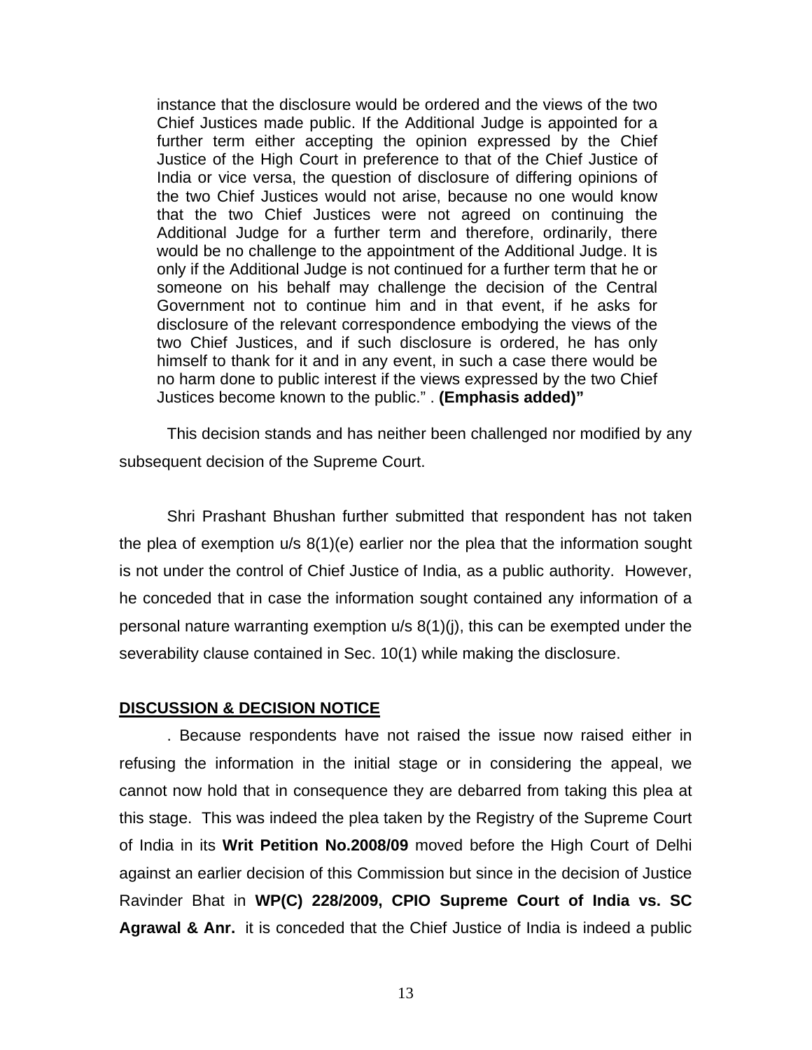> instance that the disclosure would be ordered and the views of the two Chief Justices made public. If the Additional Judge is appointed for a further term either accepting the opinion expressed by the Chief Justice of the High Court in preference to that of the Chief Justice of India or vice versa, the question of disclosure of differing opinions of the two Chief Justices would not arise, because no one would know that the two Chief Justices were not agreed on continuing the Additional Judge for a further term and therefore, ordinarily, there would be no challenge to the appointment of the Additional Judge. It is only if the Additional Judge is not continued for a further term that he or someone on his behalf may challenge the decision of the Central Government not to continue him and in that event, if he asks for disclosure of the relevant correspondence embodying the views of the two Chief Justices, and if such disclosure is ordered, he has only himself to thank for it and in any event, in such a case there would be no harm done to public interest if the views expressed by the two Chief Justices become known to the public." . **(Emphasis added)"**

This decision stands and has neither been challenged nor modified by any subsequent decision of the Supreme Court.

Shri Prashant Bhushan further submitted that respondent has not taken the plea of exemption u/s 8(1)(e) earlier nor the plea that the information sought is not under the control of Chief Justice of India, as a public authority. However, he conceded that in case the information sought contained any information of a personal nature warranting exemption u/s 8(1)(j), this can be exempted under the severability clause contained in Sec. 10(1) while making the disclosure.

**DISCUSSION & DECISION NOTICE**

. Because respondents have not raised the issue now raised either in refusing the information in the initial stage or in considering the appeal, we cannot now hold that in consequence they are debarred from taking this plea at this stage. This was indeed the plea taken by the Registry of the Supreme Court of India in its **Writ Petition No.2008/09** moved before the High Court of Delhi against an earlier decision of this Commission but since in the decision of Justice Ravinder Bhat in **WP(C) 228/2009, CPIO Supreme Court of India vs. SC Agrawal & Anr.** it is conceded that the Chief Justice of India is indeed a public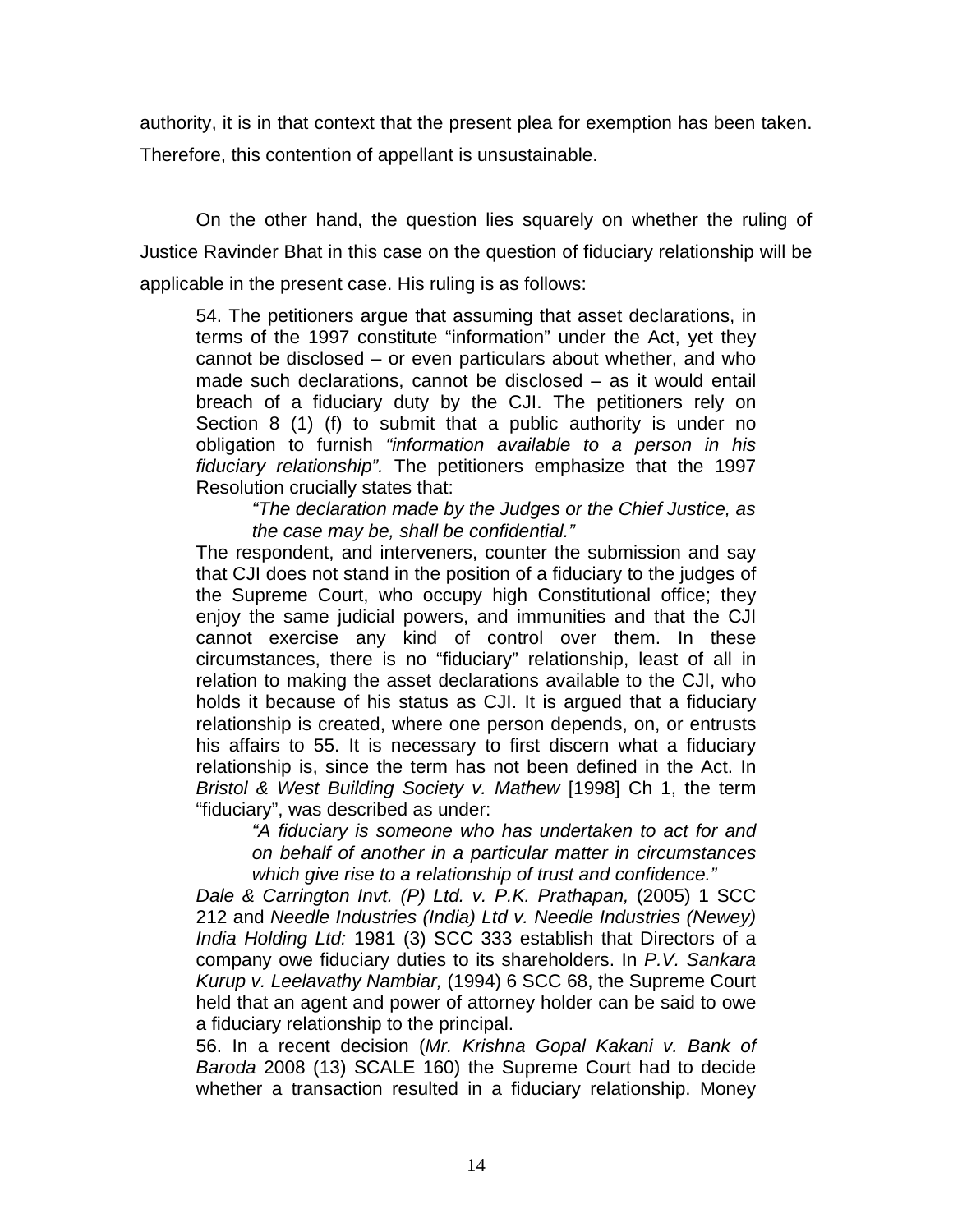authority, it is in that context that the present plea for exemption has been taken. Therefore, this contention of appellant is unsustainable.

On the other hand, the question lies squarely on whether the ruling of Justice Ravinder Bhat in this case on the question of fiduciary relationship will be applicable in the present case. His ruling is as follows:

> 54. The petitioners argue that assuming that asset declarations, in terms of the 1997 constitute "information" under the Act, yet they cannot be disclosed – or even particulars about whether, and who made such declarations, cannot be disclosed – as it would entail breach of a fiduciary duty by the CJI. The petitioners rely on Section 8 (1) (f) to submit that a public authority is under no obligation to furnish *"information available to a person in his fiduciary relationship".* The petitioners emphasize that the 1997 Resolution crucially states that:
>
> > *"The declaration made by the Judges or the Chief Justice, as the case may be, shall be confidential."*
>
> The respondent, and interveners, counter the submission and say that CJI does not stand in the position of a fiduciary to the judges of the Supreme Court, who occupy high Constitutional office; they enjoy the same judicial powers, and immunities and that the CJI cannot exercise any kind of control over them. In these circumstances, there is no "fiduciary" relationship, least of all in relation to making the asset declarations available to the CJI, who holds it because of his status as CJI. It is argued that a fiduciary relationship is created, where one person depends, on, or entrusts his affairs to 55. It is necessary to first discern what a fiduciary relationship is, since the term has not been defined in the Act. In *Bristol & West Building Society v. Mathew* [1998] Ch 1, the term "fiduciary", was described as under:
>
> > *"A fiduciary is someone who has undertaken to act for and on behalf of another in a particular matter in circumstances which give rise to a relationship of trust and confidence."*
>
> *Dale & Carrington Invt. (P) Ltd. v. P.K. Prathapan,* (2005) 1 SCC 212 and *Needle Industries (India) Ltd v. Needle Industries (Newey) India Holding Ltd:* 1981 (3) SCC 333 establish that Directors of a company owe fiduciary duties to its shareholders. In *P.V. Sankara Kurup v. Leelavathy Nambiar,* (1994) 6 SCC 68, the Supreme Court held that an agent and power of attorney holder can be said to owe a fiduciary relationship to the principal.
>
> 56. In a recent decision (*Mr. Krishna Gopal Kakani v. Bank of Baroda* 2008 (13) SCALE 160) the Supreme Court had to decide whether a transaction resulted in a fiduciary relationship. Money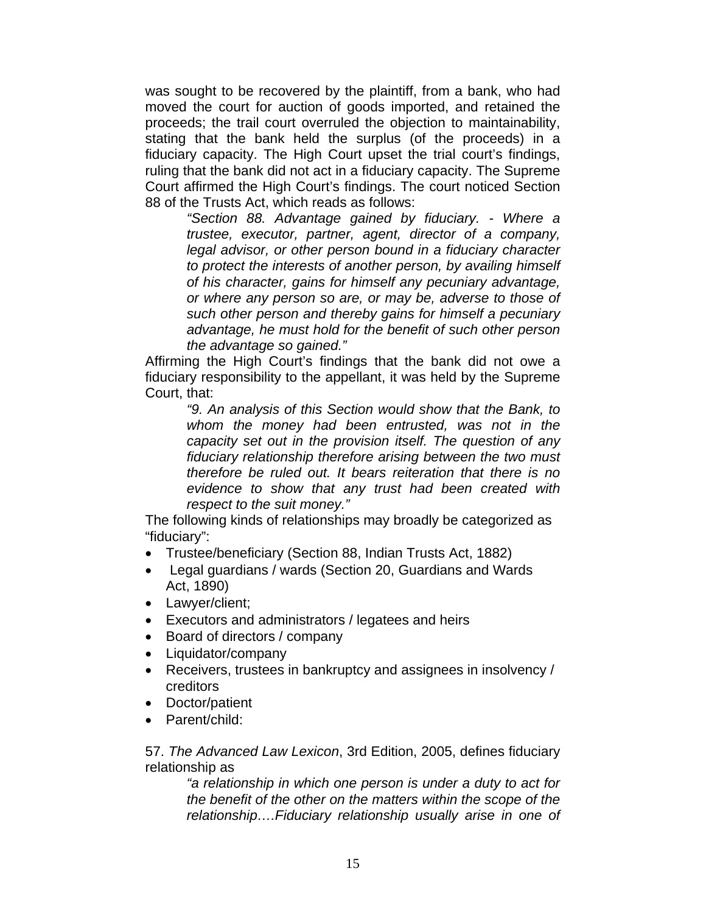was sought to be recovered by the plaintiff, from a bank, who had moved the court for auction of goods imported, and retained the proceeds; the trail court overruled the objection to maintainability, stating that the bank held the surplus (of the proceeds) in a fiduciary capacity. The High Court upset the trial court's findings, ruling that the bank did not act in a fiduciary capacity. The Supreme Court affirmed the High Court's findings. The court noticed Section 88 of the Trusts Act, which reads as follows:

> *"Section 88. Advantage gained by fiduciary. - Where a trustee, executor, partner, agent, director of a company, legal advisor, or other person bound in a fiduciary character to protect the interests of another person, by availing himself of his character, gains for himself any pecuniary advantage, or where any person so are, or may be, adverse to those of such other person and thereby gains for himself a pecuniary advantage, he must hold for the benefit of such other person the advantage so gained."*

Affirming the High Court's findings that the bank did not owe a fiduciary responsibility to the appellant, it was held by the Supreme Court, that:

> *"9. An analysis of this Section would show that the Bank, to whom the money had been entrusted, was not in the capacity set out in the provision itself. The question of any fiduciary relationship therefore arising between the two must therefore be ruled out. It bears reiteration that there is no evidence to show that any trust had been created with respect to the suit money."*

The following kinds of relationships may broadly be categorized as "fiduciary":

- Trustee/beneficiary (Section 88, Indian Trusts Act, 1882)
- Legal guardians / wards (Section 20, Guardians and Wards Act, 1890)
- Lawyer/client;
- Executors and administrators / legatees and heirs
- Board of directors / company
- Liquidator/company
- Receivers, trustees in bankruptcy and assignees in insolvency / creditors
- Doctor/patient
- Parent/child:

57. *The Advanced Law Lexicon*, 3rd Edition, 2005, defines fiduciary relationship as

> *"a relationship in which one person is under a duty to act for the benefit of the other on the matters within the scope of the relationship….Fiduciary relationship usually arise in one of*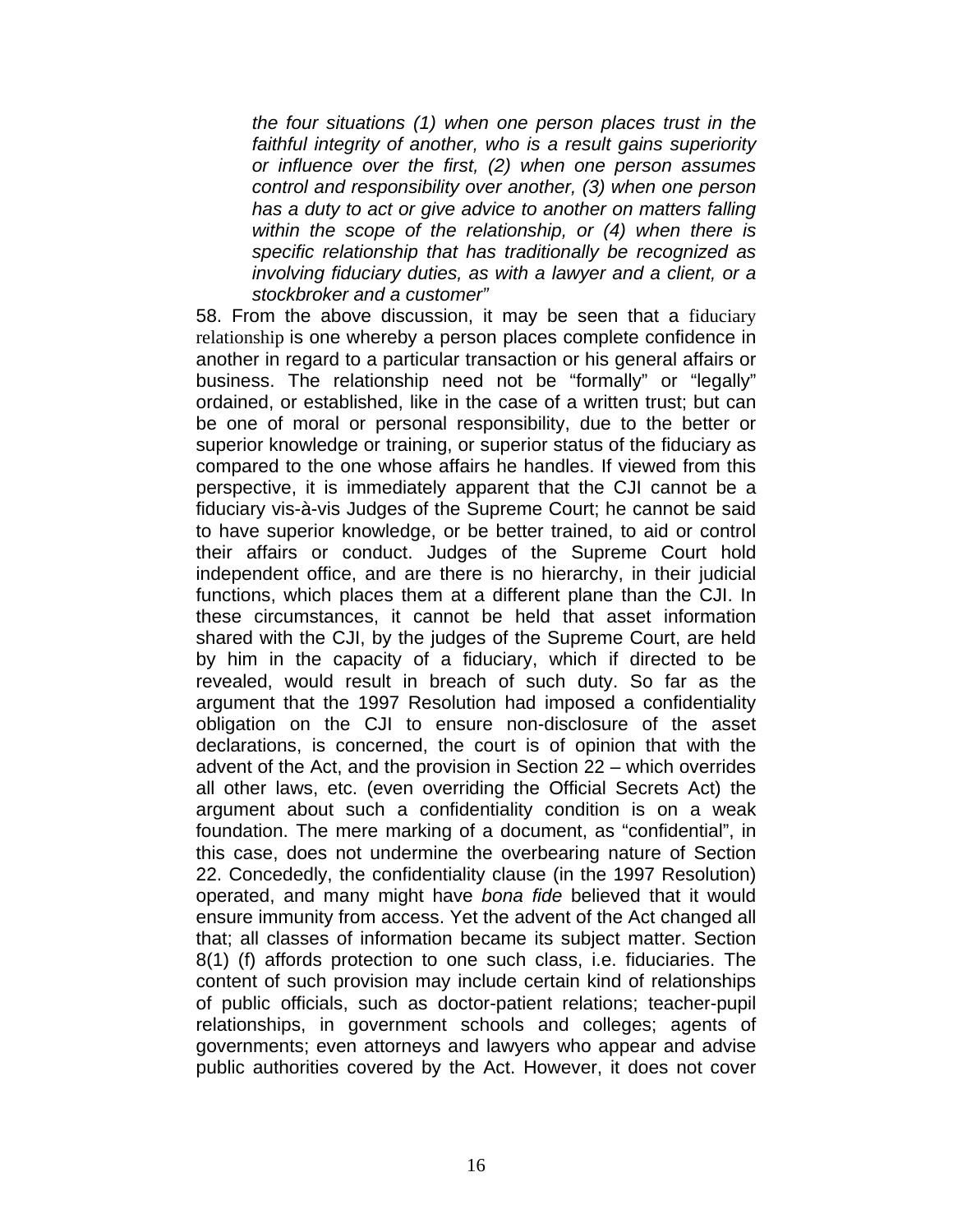*the four situations (1) when one person places trust in the faithful integrity of another, who is a result gains superiority or influence over the first, (2) when one person assumes control and responsibility over another, (3) when one person has a duty to act or give advice to another on matters falling within the scope of the relationship, or (4) when there is specific relationship that has traditionally be recognized as involving fiduciary duties, as with a lawyer and a client, or a stockbroker and a customer"*

58. From the above discussion, it may be seen that a fiduciary relationship is one whereby a person places complete confidence in another in regard to a particular transaction or his general affairs or business. The relationship need not be "formally" or "legally" ordained, or established, like in the case of a written trust; but can be one of moral or personal responsibility, due to the better or superior knowledge or training, or superior status of the fiduciary as compared to the one whose affairs he handles. If viewed from this perspective, it is immediately apparent that the CJI cannot be a fiduciary vis-à-vis Judges of the Supreme Court; he cannot be said to have superior knowledge, or be better trained, to aid or control their affairs or conduct. Judges of the Supreme Court hold independent office, and are there is no hierarchy, in their judicial functions, which places them at a different plane than the CJI. In these circumstances, it cannot be held that asset information shared with the CJI, by the judges of the Supreme Court, are held by him in the capacity of a fiduciary, which if directed to be revealed, would result in breach of such duty. So far as the argument that the 1997 Resolution had imposed a confidentiality obligation on the CJI to ensure non-disclosure of the asset declarations, is concerned, the court is of opinion that with the advent of the Act, and the provision in Section 22 – which overrides all other laws, etc. (even overriding the Official Secrets Act) the argument about such a confidentiality condition is on a weak foundation. The mere marking of a document, as "confidential", in this case, does not undermine the overbearing nature of Section 22. Concededly, the confidentiality clause (in the 1997 Resolution) operated, and many might have *bona fide* believed that it would ensure immunity from access. Yet the advent of the Act changed all that; all classes of information became its subject matter. Section 8(1) (f) affords protection to one such class, i.e. fiduciaries. The content of such provision may include certain kind of relationships of public officials, such as doctor-patient relations; teacher-pupil relationships, in government schools and colleges; agents of governments; even attorneys and lawyers who appear and advise public authorities covered by the Act. However, it does not cover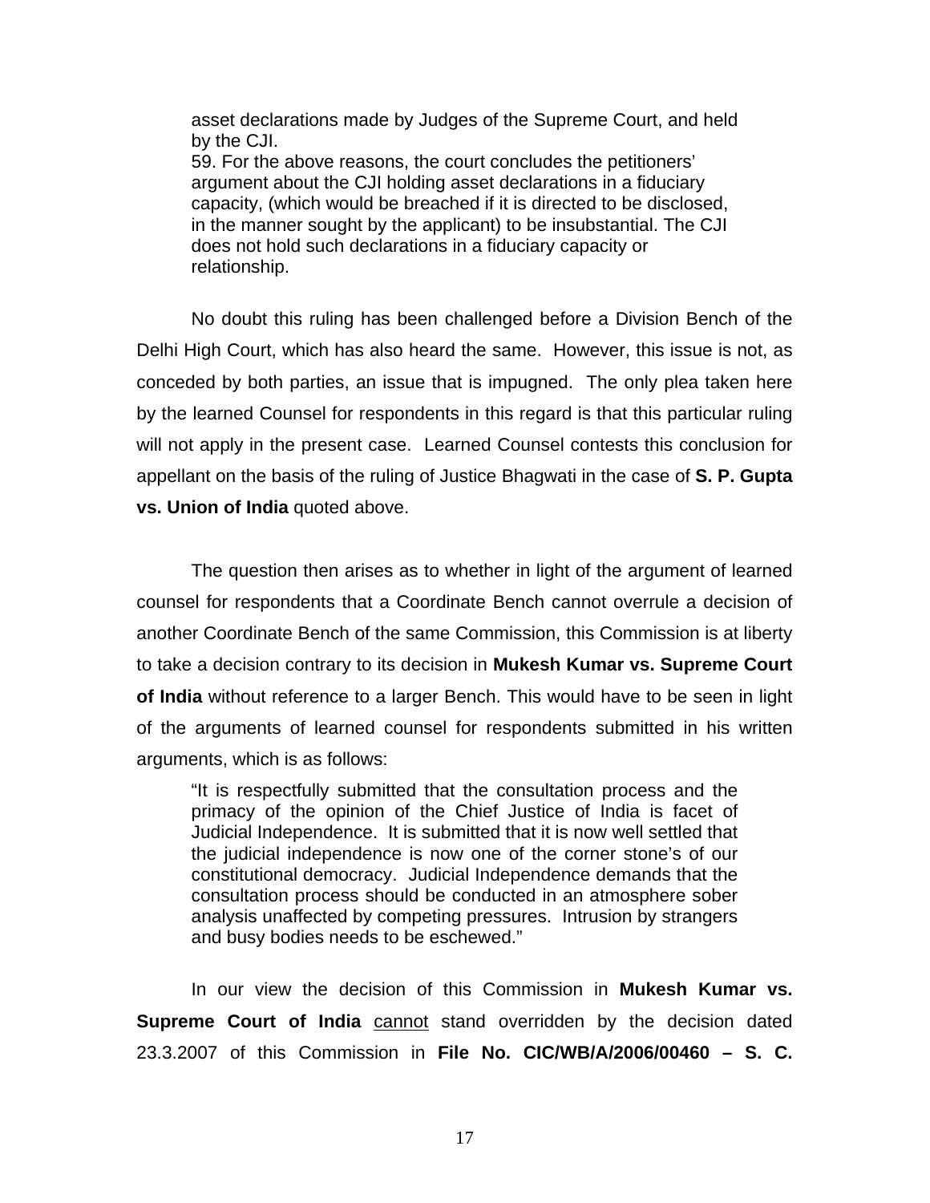> asset declarations made by Judges of the Supreme Court, and held by the CJI.
>
> 59. For the above reasons, the court concludes the petitioners' argument about the CJI holding asset declarations in a fiduciary capacity, (which would be breached if it is directed to be disclosed, in the manner sought by the applicant) to be insubstantial. The CJI does not hold such declarations in a fiduciary capacity or relationship.

No doubt this ruling has been challenged before a Division Bench of the Delhi High Court, which has also heard the same. However, this issue is not, as conceded by both parties, an issue that is impugned. The only plea taken here by the learned Counsel for respondents in this regard is that this particular ruling will not apply in the present case. Learned Counsel contests this conclusion for appellant on the basis of the ruling of Justice Bhagwati in the case of **S. P. Gupta vs. Union of India** quoted above.

The question then arises as to whether in light of the argument of learned counsel for respondents that a Coordinate Bench cannot overrule a decision of another Coordinate Bench of the same Commission, this Commission is at liberty to take a decision contrary to its decision in **Mukesh Kumar vs. Supreme Court of India** without reference to a larger Bench. This would have to be seen in light of the arguments of learned counsel for respondents submitted in his written arguments, which is as follows:

> "It is respectfully submitted that the consultation process and the primacy of the opinion of the Chief Justice of India is facet of Judicial Independence. It is submitted that it is now well settled that the judicial independence is now one of the corner stone's of our constitutional democracy. Judicial Independence demands that the consultation process should be conducted in an atmosphere sober analysis unaffected by competing pressures. Intrusion by strangers and busy bodies needs to be eschewed."

In our view the decision of this Commission in **Mukesh Kumar vs. Supreme Court of India** <u>cannot</u> stand overridden by the decision dated 23.3.2007 of this Commission in **File No. CIC/WB/A/2006/00460 – S. C.**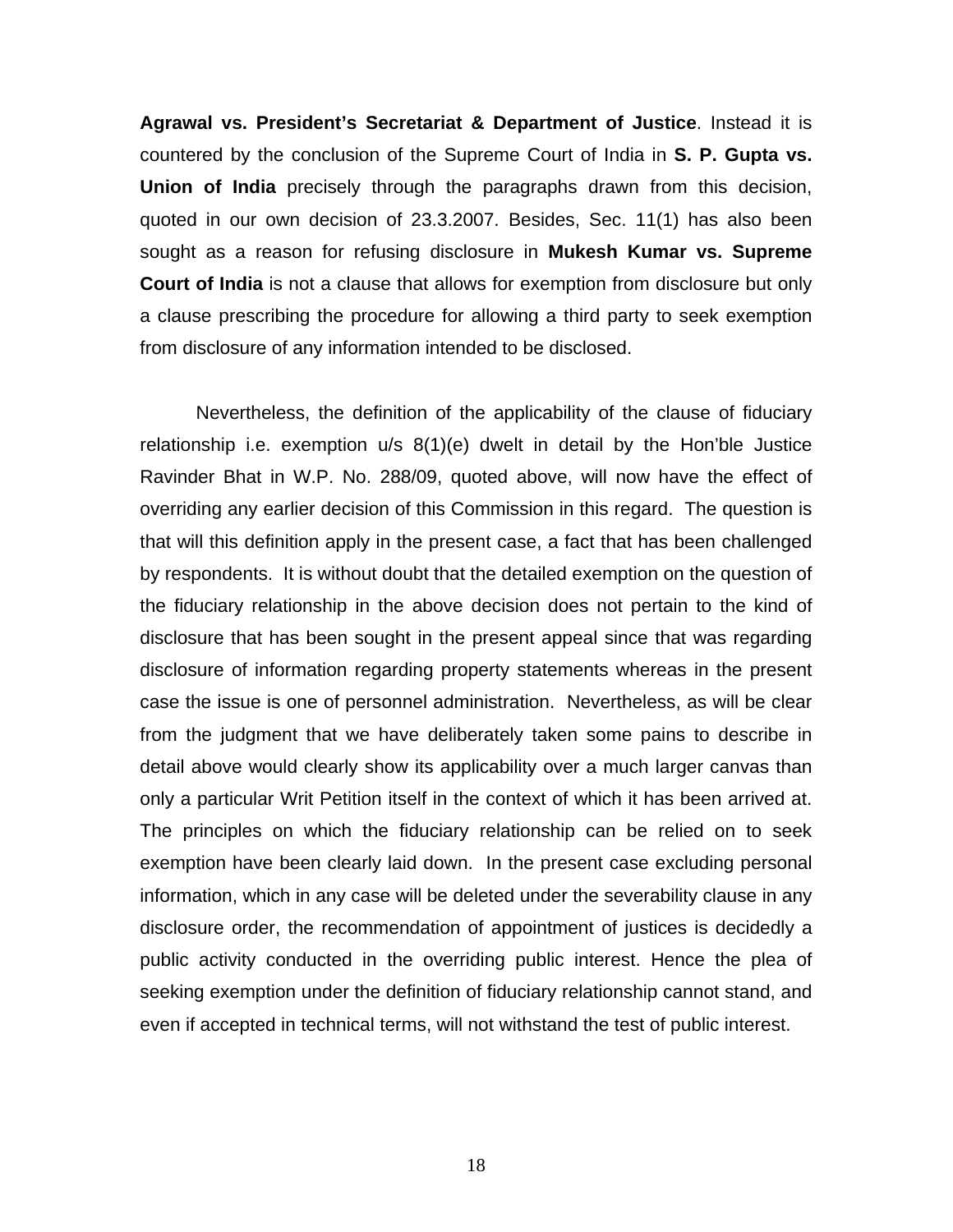**Agrawal vs. President's Secretariat & Department of Justice**. Instead it is countered by the conclusion of the Supreme Court of India in **S. P. Gupta vs. Union of India** precisely through the paragraphs drawn from this decision, quoted in our own decision of 23.3.2007. Besides, Sec. 11(1) has also been sought as a reason for refusing disclosure in **Mukesh Kumar vs. Supreme Court of India** is not a clause that allows for exemption from disclosure but only a clause prescribing the procedure for allowing a third party to seek exemption from disclosure of any information intended to be disclosed.

Nevertheless, the definition of the applicability of the clause of fiduciary relationship i.e. exemption u/s 8(1)(e) dwelt in detail by the Hon'ble Justice Ravinder Bhat in W.P. No. 288/09, quoted above, will now have the effect of overriding any earlier decision of this Commission in this regard. The question is that will this definition apply in the present case, a fact that has been challenged by respondents. It is without doubt that the detailed exemption on the question of the fiduciary relationship in the above decision does not pertain to the kind of disclosure that has been sought in the present appeal since that was regarding disclosure of information regarding property statements whereas in the present case the issue is one of personnel administration. Nevertheless, as will be clear from the judgment that we have deliberately taken some pains to describe in detail above would clearly show its applicability over a much larger canvas than only a particular Writ Petition itself in the context of which it has been arrived at. The principles on which the fiduciary relationship can be relied on to seek exemption have been clearly laid down. In the present case excluding personal information, which in any case will be deleted under the severability clause in any disclosure order, the recommendation of appointment of justices is decidedly a public activity conducted in the overriding public interest. Hence the plea of seeking exemption under the definition of fiduciary relationship cannot stand, and even if accepted in technical terms, will not withstand the test of public interest.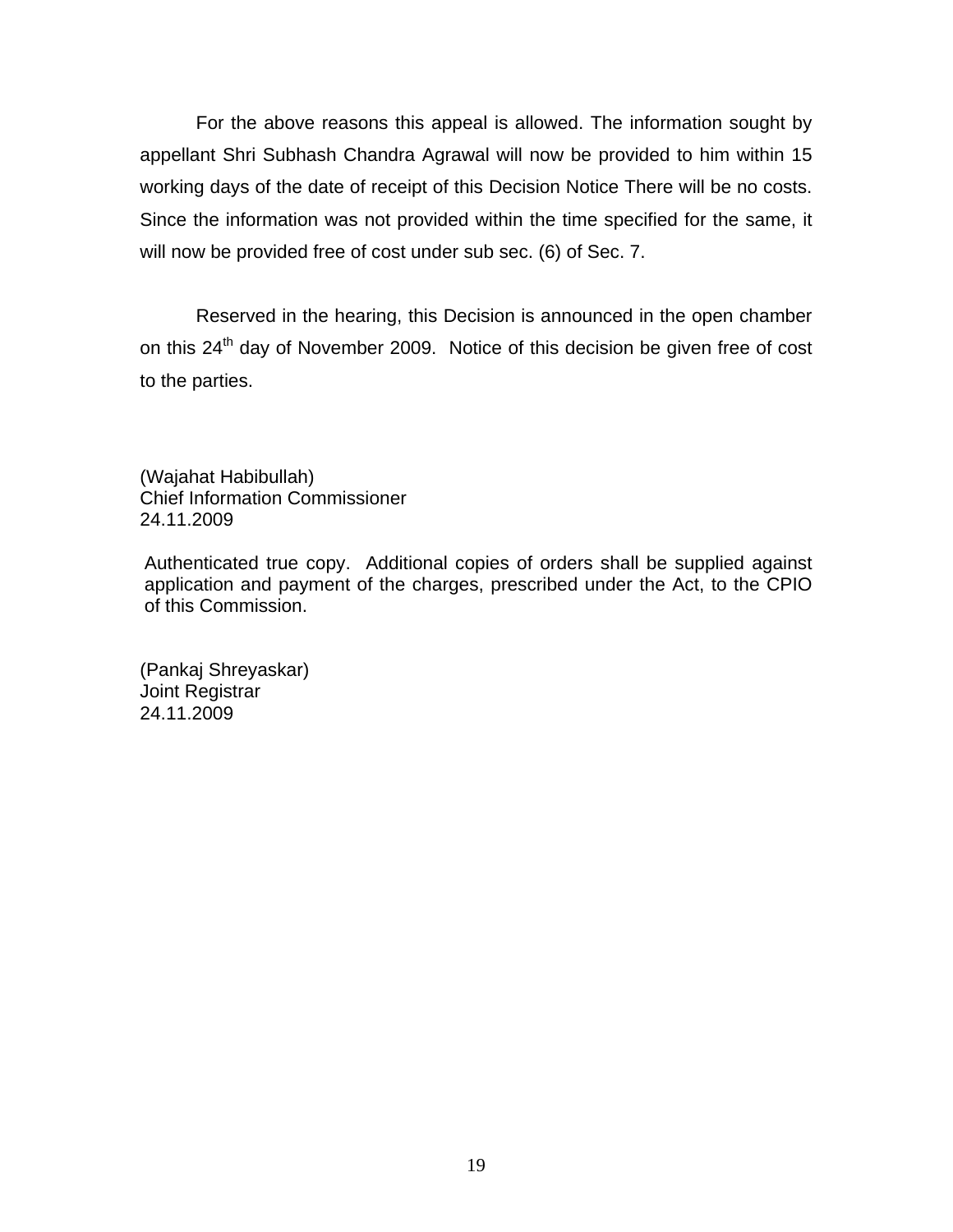For the above reasons this appeal is allowed. The information sought by appellant Shri Subhash Chandra Agrawal will now be provided to him within 15 working days of the date of receipt of this Decision Notice There will be no costs. Since the information was not provided within the time specified for the same, it will now be provided free of cost under sub sec. (6) of Sec. 7.

Reserved in the hearing, this Decision is announced in the open chamber on this 24th day of November 2009. Notice of this decision be given free of cost to the parties.

(Wajahat Habibullah)
Chief Information Commissioner
24.11.2009

Authenticated true copy. Additional copies of orders shall be supplied against application and payment of the charges, prescribed under the Act, to the CPIO of this Commission.

(Pankaj Shreyaskar)
Joint Registrar
24.11.2009